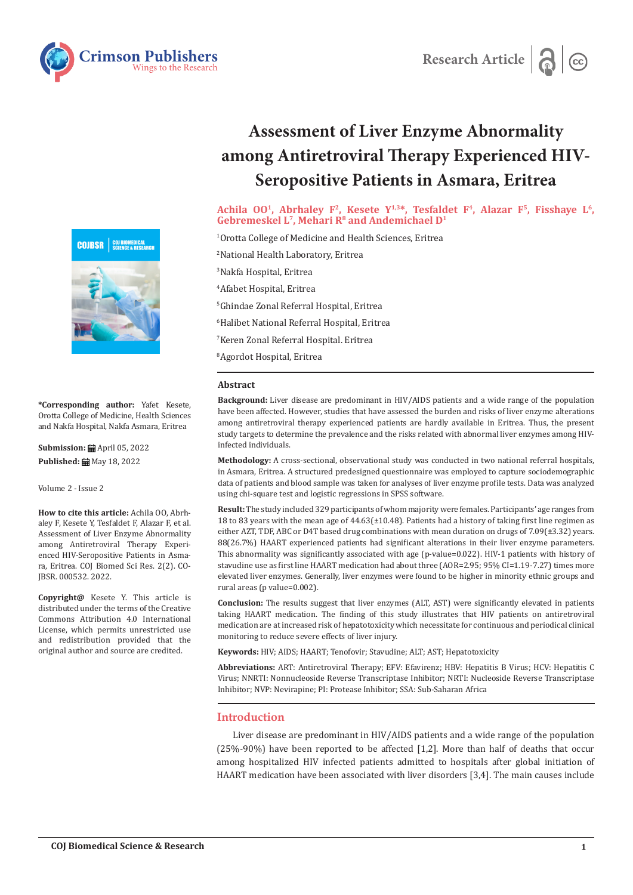Research Article

# Assessment of Liver Enzyme Abnormality among Antiretroviral Therapy Experienced HIV-Seropositive Patients in Asmara, Eritrea

**Achila OO[1], Abrhaley F[2], Kesete Y[1,3]*, Tesfaldet F[4], Alazar F[5], Fisshaye L[6], Gebremeskel L[7], Mehari R[8] and Andemichael D[1]**

[1]Orotta College of Medicine and Health Sciences, Eritrea

[2]National Health Laboratory, Eritrea

[3]Nakfa Hospital, Eritrea

[4]Afabet Hospital, Eritrea

[5]Ghindae Zonal Referral Hospital, Eritrea

[6]Halibet National Referral Hospital, Eritrea

[7]Keren Zonal Referral Hospital. Eritrea

[8]Agordot Hospital, Eritrea

**\*Corresponding author:** Yafet Kesete, Orotta College of Medicine, Health Sciences and Nakfa Hospital, Nakfa Asmara, Eritrea

**Submission:** April 05, 2022

**Published:** May 18, 2022

Volume 2 - Issue 2

**How to cite this article:** Achila OO, Abrhaley F, Kesete Y, Tesfaldet F, Alazar F, et al. Assessment of Liver Enzyme Abnormality among Antiretroviral Therapy Experienced HIV-Seropositive Patients in Asmara, Eritrea. COJ Biomed Sci Res. 2(2). COJBSR. 000532. 2022.

**Copyright@** Kesete Y. This article is distributed under the terms of the Creative Commons Attribution 4.0 International License, which permits unrestricted use and redistribution provided that the original author and source are credited.

## Abstract

**Background:** Liver disease are predominant in HIV/AIDS patients and a wide range of the population have been affected. However, studies that have assessed the burden and risks of liver enzyme alterations among antiretroviral therapy experienced patients are hardly available in Eritrea. Thus, the present study targets to determine the prevalence and the risks related with abnormal liver enzymes among HIV-infected individuals.

**Methodology:** A cross-sectional, observational study was conducted in two national referral hospitals, in Asmara, Eritrea. A structured predesigned questionnaire was employed to capture sociodemographic data of patients and blood sample was taken for analyses of liver enzyme profile tests. Data was analyzed using chi-square test and logistic regressions in SPSS software.

**Result:** The study included 329 participants of whom majority were females. Participants' age ranges from 18 to 83 years with the mean age of 44.63(±10.48). Patients had a history of taking first line regimen as either AZT, TDF, ABC or D4T based drug combinations with mean duration on drugs of 7.09(±3.32) years. 88(26.7%) HAART experienced patients had significant alterations in their liver enzyme parameters. This abnormality was significantly associated with age (p-value=0.022). HIV-1 patients with history of stavudine use as first line HAART medication had about three (AOR=2.95; 95% CI=1.19-7.27) times more elevated liver enzymes. Generally, liver enzymes were found to be higher in minority ethnic groups and rural areas (p value=0.002).

**Conclusion:** The results suggest that liver enzymes (ALT, AST) were significantly elevated in patients taking HAART medication. The finding of this study illustrates that HIV patients on antiretroviral medication are at increased risk of hepatotoxicity which necessitate for continuous and periodical clinical monitoring to reduce severe effects of liver injury.

**Keywords:** HIV; AIDS; HAART; Tenofovir; Stavudine; ALT; AST; Hepatotoxicity

**Abbreviations:** ART: Antiretroviral Therapy; EFV: Efavirenz; HBV: Hepatitis B Virus; HCV: Hepatitis C Virus; NNRTI: Nonnucleoside Reverse Transcriptase Inhibitor; NRTI: Nucleoside Reverse Transcriptase Inhibitor; NVP: Nevirapine; PI: Protease Inhibitor; SSA: Sub-Saharan Africa

## Introduction

Liver disease are predominant in HIV/AIDS patients and a wide range of the population (25%-90%) have been reported to be affected [1,2]. More than half of deaths that occur among hospitalized HIV infected patients admitted to hospitals after global initiation of HAART medication have been associated with liver disorders [3,4]. The main causes include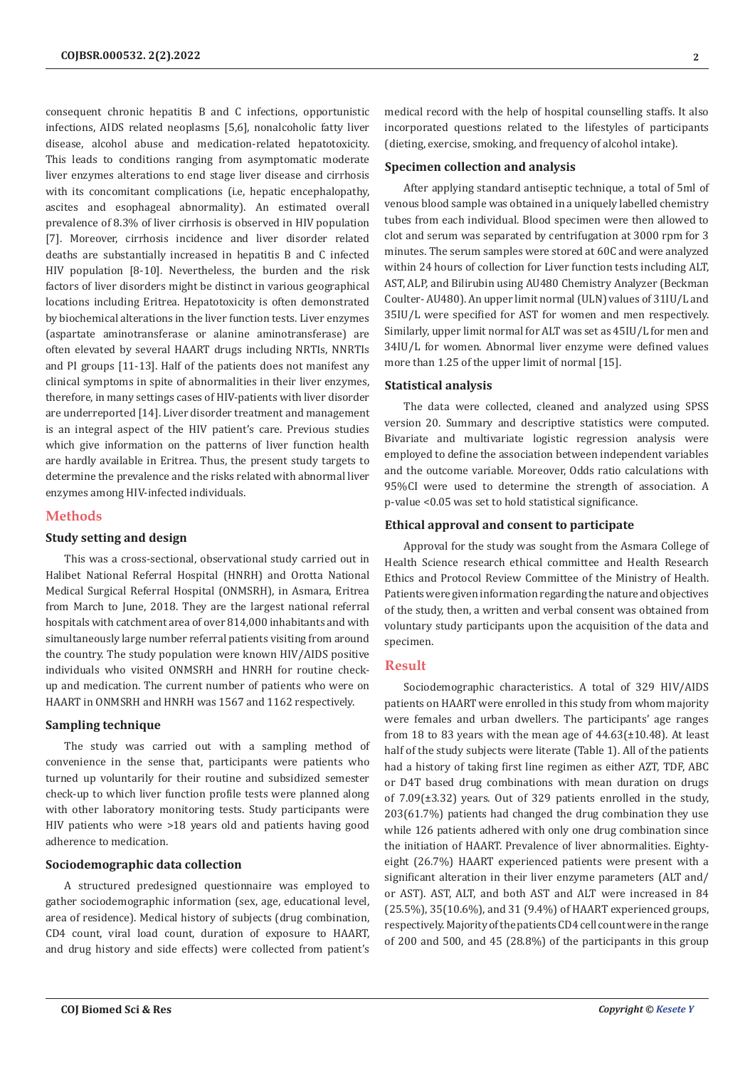consequent chronic hepatitis B and C infections, opportunistic infections, AIDS related neoplasms [5,6], nonalcoholic fatty liver disease, alcohol abuse and medication-related hepatotoxicity. This leads to conditions ranging from asymptomatic moderate liver enzymes alterations to end stage liver disease and cirrhosis with its concomitant complications (i.e, hepatic encephalopathy, ascites and esophageal abnormality). An estimated overall prevalence of 8.3% of liver cirrhosis is observed in HIV population [7]. Moreover, cirrhosis incidence and liver disorder related deaths are substantially increased in hepatitis B and C infected HIV population [8-10]. Nevertheless, the burden and the risk factors of liver disorders might be distinct in various geographical locations including Eritrea. Hepatotoxicity is often demonstrated by biochemical alterations in the liver function tests. Liver enzymes (aspartate aminotransferase or alanine aminotransferase) are often elevated by several HAART drugs including NRTIs, NNRTIs and PI groups [11-13]. Half of the patients does not manifest any clinical symptoms in spite of abnormalities in their liver enzymes, therefore, in many settings cases of HIV-patients with liver disorder are underreported [14]. Liver disorder treatment and management is an integral aspect of the HIV patient's care. Previous studies which give information on the patterns of liver function health are hardly available in Eritrea. Thus, the present study targets to determine the prevalence and the risks related with abnormal liver enzymes among HIV-infected individuals.

## Methods

### Study setting and design

This was a cross-sectional, observational study carried out in Halibet National Referral Hospital (HNRH) and Orotta National Medical Surgical Referral Hospital (ONMSRH), in Asmara, Eritrea from March to June, 2018. They are the largest national referral hospitals with catchment area of over 814,000 inhabitants and with simultaneously large number referral patients visiting from around the country. The study population were known HIV/AIDS positive individuals who visited ONMSRH and HNRH for routine check-up and medication. The current number of patients who were on HAART in ONMSRH and HNRH was 1567 and 1162 respectively.

### Sampling technique

The study was carried out with a sampling method of convenience in the sense that, participants were patients who turned up voluntarily for their routine and subsidized semester check-up to which liver function profile tests were planned along with other laboratory monitoring tests. Study participants were HIV patients who were >18 years old and patients having good adherence to medication.

### Sociodemographic data collection

A structured predesigned questionnaire was employed to gather sociodemographic information (sex, age, educational level, area of residence). Medical history of subjects (drug combination, CD4 count, viral load count, duration of exposure to HAART, and drug history and side effects) were collected from patient's medical record with the help of hospital counselling staffs. It also incorporated questions related to the lifestyles of participants (dieting, exercise, smoking, and frequency of alcohol intake).

### Specimen collection and analysis

After applying standard antiseptic technique, a total of 5ml of venous blood sample was obtained in a uniquely labelled chemistry tubes from each individual. Blood specimen were then allowed to clot and serum was separated by centrifugation at 3000 rpm for 3 minutes. The serum samples were stored at 60C and were analyzed within 24 hours of collection for Liver function tests including ALT, AST, ALP, and Bilirubin using AU480 Chemistry Analyzer (Beckman Coulter- AU480). An upper limit normal (ULN) values of 31IU/L and 35IU/L were specified for AST for women and men respectively. Similarly, upper limit normal for ALT was set as 45IU/L for men and 34IU/L for women. Abnormal liver enzyme were defined values more than 1.25 of the upper limit of normal [15].

### Statistical analysis

The data were collected, cleaned and analyzed using SPSS version 20. Summary and descriptive statistics were computed. Bivariate and multivariate logistic regression analysis were employed to define the association between independent variables and the outcome variable. Moreover, Odds ratio calculations with 95%CI were used to determine the strength of association. A p-value <0.05 was set to hold statistical significance.

### Ethical approval and consent to participate

Approval for the study was sought from the Asmara College of Health Science research ethical committee and Health Research Ethics and Protocol Review Committee of the Ministry of Health. Patients were given information regarding the nature and objectives of the study, then, a written and verbal consent was obtained from voluntary study participants upon the acquisition of the data and specimen.

## Result

Sociodemographic characteristics. A total of 329 HIV/AIDS patients on HAART were enrolled in this study from whom majority were females and urban dwellers. The participants' age ranges from 18 to 83 years with the mean age of 44.63(±10.48). At least half of the study subjects were literate (Table 1). All of the patients had a history of taking first line regimen as either AZT, TDF, ABC or D4T based drug combinations with mean duration on drugs of 7.09(±3.32) years. Out of 329 patients enrolled in the study, 203(61.7%) patients had changed the drug combination they use while 126 patients adhered with only one drug combination since the initiation of HAART. Prevalence of liver abnormalities. Eighty-eight (26.7%) HAART experienced patients were present with a significant alteration in their liver enzyme parameters (ALT and/or AST). AST, ALT, and both AST and ALT were increased in 84 (25.5%), 35(10.6%), and 31 (9.4%) of HAART experienced groups, respectively. Majority of the patients CD4 cell count were in the range of 200 and 500, and 45 (28.8%) of the participants in this group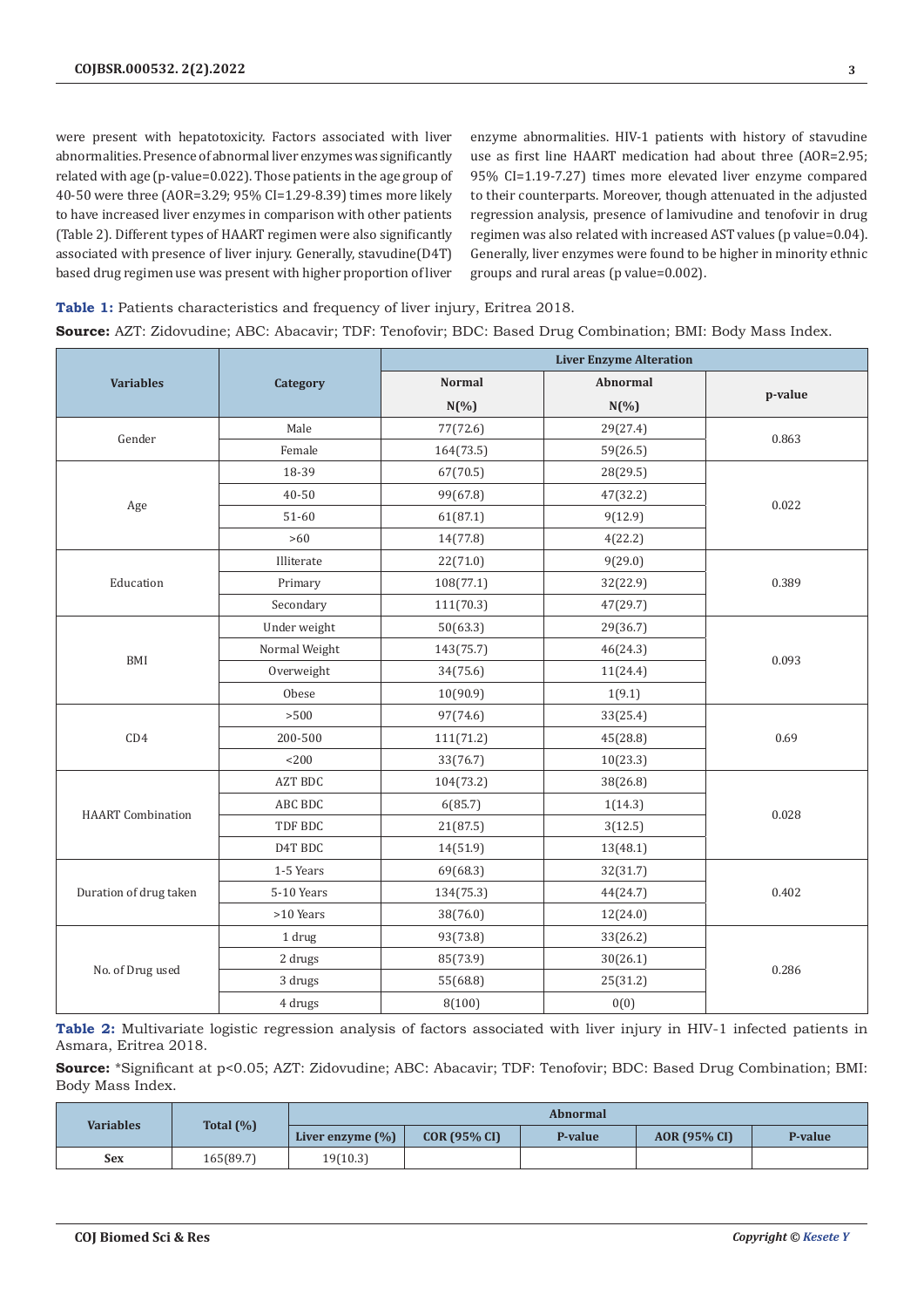were present with hepatotoxicity. Factors associated with liver abnormalities. Presence of abnormal liver enzymes was significantly related with age (p-value=0.022). Those patients in the age group of 40-50 were three (AOR=3.29; 95% CI=1.29-8.39) times more likely to have increased liver enzymes in comparison with other patients (Table 2). Different types of HAART regimen were also significantly associated with presence of liver injury. Generally, stavudine(D4T) based drug regimen use was present with higher proportion of liver enzyme abnormalities. HIV-1 patients with history of stavudine use as first line HAART medication had about three (AOR=2.95; 95% CI=1.19-7.27) times more elevated liver enzyme compared to their counterparts. Moreover, though attenuated in the adjusted regression analysis, presence of lamivudine and tenofovir in drug regimen was also related with increased AST values (p value=0.04). Generally, liver enzymes were found to be higher in minority ethnic groups and rural areas (p value=0.002).

**Table 1:** Patients characteristics and frequency of liver injury, Eritrea 2018.

**Source:** AZT: Zidovudine; ABC: Abacavir; TDF: Tenofovir; BDC: Based Drug Combination; BMI: Body Mass Index.

| Variables | Category | Liver Enzyme Alteration | | |
|---|---|---|---|---|
| | | Normal N(%) | Abnormal N(%) | p-value |
| Gender | Male | 77(72.6) | 29(27.4) | 0.863 |
| | Female | 164(73.5) | 59(26.5) | |
| Age | 18-39 | 67(70.5) | 28(29.5) | 0.022 |
| | 40-50 | 99(67.8) | 47(32.2) | |
| | 51-60 | 61(87.1) | 9(12.9) | |
| | >60 | 14(77.8) | 4(22.2) | |
| Education | Illiterate | 22(71.0) | 9(29.0) | 0.389 |
| | Primary | 108(77.1) | 32(22.9) | |
| | Secondary | 111(70.3) | 47(29.7) | |
| BMI | Under weight | 50(63.3) | 29(36.7) | 0.093 |
| | Normal Weight | 143(75.7) | 46(24.3) | |
| | Overweight | 34(75.6) | 11(24.4) | |
| | Obese | 10(90.9) | 1(9.1) | |
| CD4 | >500 | 97(74.6) | 33(25.4) | 0.69 |
| | 200-500 | 111(71.2) | 45(28.8) | |
| | <200 | 33(76.7) | 10(23.3) | |
| HAART Combination | AZT BDC | 104(73.2) | 38(26.8) | 0.028 |
| | ABC BDC | 6(85.7) | 1(14.3) | |
| | TDF BDC | 21(87.5) | 3(12.5) | |
| | D4T BDC | 14(51.9) | 13(48.1) | |
| Duration of drug taken | 1-5 Years | 69(68.3) | 32(31.7) | 0.402 |
| | 5-10 Years | 134(75.3) | 44(24.7) | |
| | >10 Years | 38(76.0) | 12(24.0) | |
| No. of Drug used | 1 drug | 93(73.8) | 33(26.2) | 0.286 |
| | 2 drugs | 85(73.9) | 30(26.1) | |
| | 3 drugs | 55(68.8) | 25(31.2) | |
| | 4 drugs | 8(100) | 0(0) | |

**Table 2:** Multivariate logistic regression analysis of factors associated with liver injury in HIV-1 infected patients in Asmara, Eritrea 2018.

**Source:** *Significant at p<0.05; AZT: Zidovudine; ABC: Abacavir; TDF: Tenofovir; BDC: Based Drug Combination; BMI: Body Mass Index.

| Variables | Total (%) | Abnormal | | | | |
|---|---|---|---|---|---|---|
| | | Liver enzyme (%) | COR (95% CI) | P-value | AOR (95% CI) | P-value |
| **Sex** | 165(89.7) | 19(10.3) | | | | |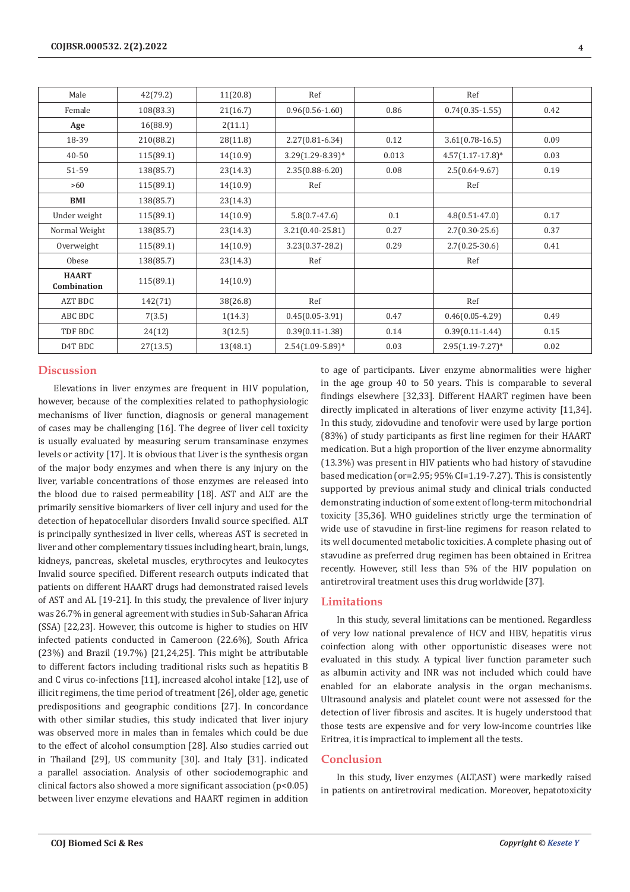| Male | 42(79.2) | 11(20.8) | Ref | | Ref | |
|---|---|---|---|---|---|---|
| Female | 108(83.3) | 21(16.7) | 0.96(0.56-1.60) | 0.86 | 0.74(0.35-1.55) | 0.42 |
| **Age** | 16(88.9) | 2(11.1) | | | | |
| 18-39 | 210(88.2) | 28(11.8) | 2.27(0.81-6.34) | 0.12 | 3.61(0.78-16.5) | 0.09 |
| 40-50 | 115(89.1) | 14(10.9) | 3.29(1.29-8.39)* | 0.013 | 4.57(1.17-17.8)* | 0.03 |
| 51-59 | 138(85.7) | 23(14.3) | 2.35(0.88-6.20) | 0.08 | 2.5(0.64-9.67) | 0.19 |
| >60 | 115(89.1) | 14(10.9) | Ref | | Ref | |
| **BMI** | 138(85.7) | 23(14.3) | | | | |
| Under weight | 115(89.1) | 14(10.9) | 5.8(0.7-47.6) | 0.1 | 4.8(0.51-47.0) | 0.17 |
| Normal Weight | 138(85.7) | 23(14.3) | 3.21(0.40-25.81) | 0.27 | 2.7(0.30-25.6) | 0.37 |
| Overweight | 115(89.1) | 14(10.9) | 3.23(0.37-28.2) | 0.29 | 2.7(0.25-30.6) | 0.41 |
| Obese | 138(85.7) | 23(14.3) | Ref | | Ref | |
| **HAART Combination** | 115(89.1) | 14(10.9) | | | | |
| AZT BDC | 142(71) | 38(26.8) | Ref | | Ref | |
| ABC BDC | 7(3.5) | 1(14.3) | 0.45(0.05-3.91) | 0.47 | 0.46(0.05-4.29) | 0.49 |
| TDF BDC | 24(12) | 3(12.5) | 0.39(0.11-1.38) | 0.14 | 0.39(0.11-1.44) | 0.15 |
| D4T BDC | 27(13.5) | 13(48.1) | 2.54(1.09-5.89)* | 0.03 | 2.95(1.19-7.27)* | 0.02 |

## Discussion

Elevations in liver enzymes are frequent in HIV population, however, because of the complexities related to pathophysiologic mechanisms of liver function, diagnosis or general management of cases may be challenging [16]. The degree of liver cell toxicity is usually evaluated by measuring serum transaminase enzymes levels or activity [17]. It is obvious that Liver is the synthesis organ of the major body enzymes and when there is any injury on the liver, variable concentrations of those enzymes are released into the blood due to raised permeability [18]. AST and ALT are the primarily sensitive biomarkers of liver cell injury and used for the detection of hepatocellular disorders Invalid source specified. ALT is principally synthesized in liver cells, whereas AST is secreted in liver and other complementary tissues including heart, brain, lungs, kidneys, pancreas, skeletal muscles, erythrocytes and leukocytes Invalid source specified. Different research outputs indicated that patients on different HAART drugs had demonstrated raised levels of AST and AL [19-21]. In this study, the prevalence of liver injury was 26.7% in general agreement with studies in Sub-Saharan Africa (SSA) [22,23]. However, this outcome is higher to studies on HIV infected patients conducted in Cameroon (22.6%), South Africa (23%) and Brazil (19.7%) [21,24,25]. This might be attributable to different factors including traditional risks such as hepatitis B and C virus co-infections [11], increased alcohol intake [12], use of illicit regimens, the time period of treatment [26], older age, genetic predispositions and geographic conditions [27]. In concordance with other similar studies, this study indicated that liver injury was observed more in males than in females which could be due to the effect of alcohol consumption [28]. Also studies carried out in Thailand [29], US community [30]. and Italy [31]. indicated a parallel association. Analysis of other sociodemographic and clinical factors also showed a more significant association ($p<0.05$) between liver enzyme elevations and HAART regimen in addition to age of participants. Liver enzyme abnormalities were higher in the age group 40 to 50 years. This is comparable to several findings elsewhere [32,33]. Different HAART regimen have been directly implicated in alterations of liver enzyme activity [11,34]. In this study, zidovudine and tenofovir were used by large portion (83%) of study participants as first line regimen for their HAART medication. But a high proportion of the liver enzyme abnormality (13.3%) was present in HIV patients who had history of stavudine based medication (or=2.95; 95% CI=1.19-7.27). This is consistently supported by previous animal study and clinical trials conducted demonstrating induction of some extent of long-term mitochondrial toxicity [35,36]. WHO guidelines strictly urge the termination of wide use of stavudine in first-line regimens for reason related to its well documented metabolic toxicities. A complete phasing out of stavudine as preferred drug regimen has been obtained in Eritrea recently. However, still less than 5% of the HIV population on antiretroviral treatment uses this drug worldwide [37].

## Limitations

In this study, several limitations can be mentioned. Regardless of very low national prevalence of HCV and HBV, hepatitis virus coinfection along with other opportunistic diseases were not evaluated in this study. A typical liver function parameter such as albumin activity and INR was not included which could have enabled for an elaborate analysis in the organ mechanisms. Ultrasound analysis and platelet count were not assessed for the detection of liver fibrosis and ascites. It is hugely understood that those tests are expensive and for very low-income countries like Eritrea, it is impractical to implement all the tests.

## Conclusion

In this study, liver enzymes (ALT,AST) were markedly raised in patients on antiretroviral medication. Moreover, hepatotoxicity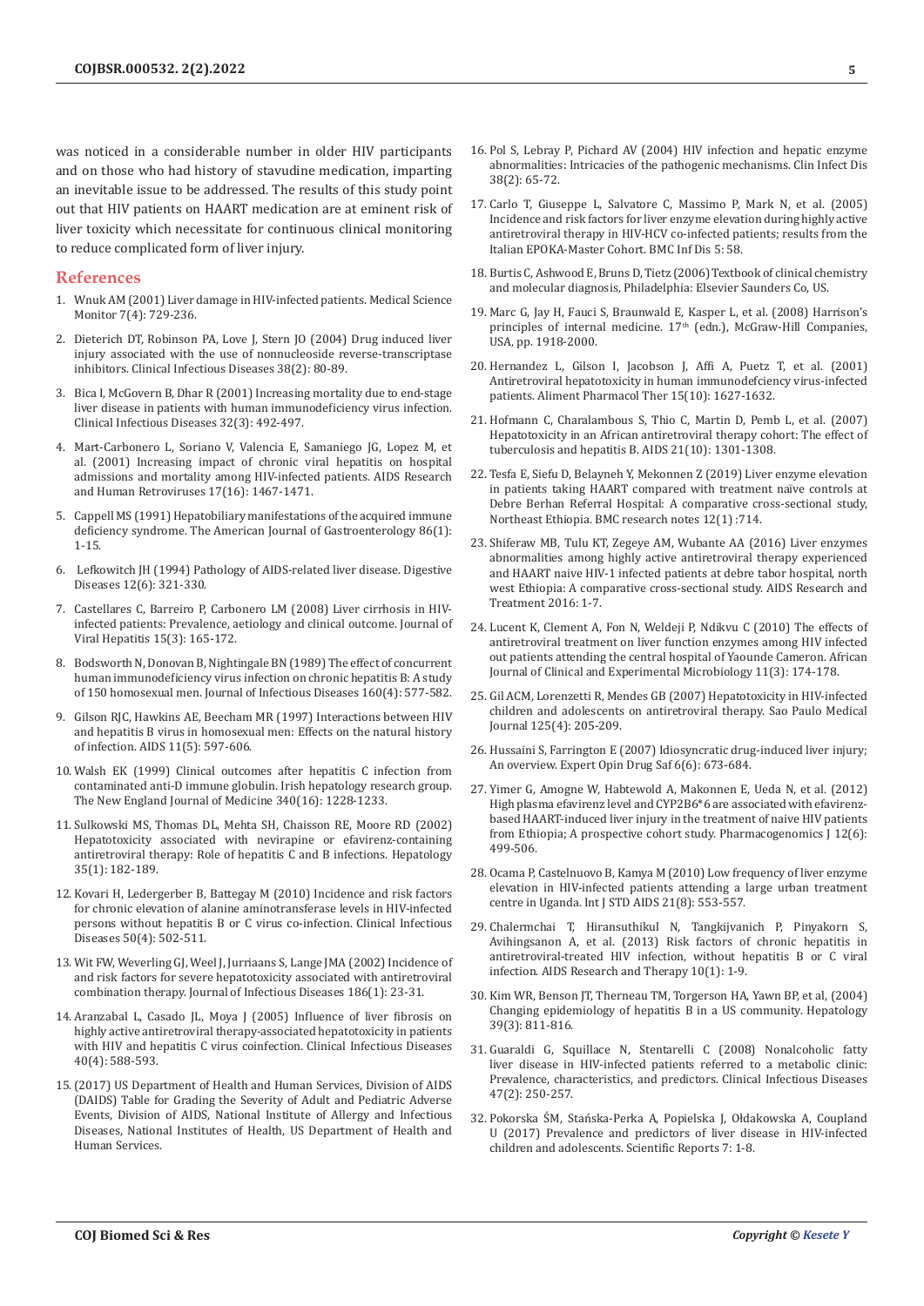was noticed in a considerable number in older HIV participants and on those who had history of stavudine medication, imparting an inevitable issue to be addressed. The results of this study point out that HIV patients on HAART medication are at eminent risk of liver toxicity which necessitate for continuous clinical monitoring to reduce complicated form of liver injury.

## References

1. Wnuk AM (2001) Liver damage in HIV-infected patients. Medical Science Monitor 7(4): 729-236.
2. Dieterich DT, Robinson PA, Love J, Stern JO (2004) Drug induced liver injury associated with the use of nonnucleoside reverse-transcriptase inhibitors. Clinical Infectious Diseases 38(2): 80-89.
3. Bica I, McGovern B, Dhar R (2001) Increasing mortality due to end-stage liver disease in patients with human immunodeficiency virus infection. Clinical Infectious Diseases 32(3): 492-497.
4. Mart-Carbonero L, Soriano V, Valencia E, Samaniego JG, Lopez M, et al. (2001) Increasing impact of chronic viral hepatitis on hospital admissions and mortality among HIV-infected patients. AIDS Research and Human Retroviruses 17(16): 1467-1471.
5. Cappell MS (1991) Hepatobiliary manifestations of the acquired immune deficiency syndrome. The American Journal of Gastroenterology 86(1): 1-15.
6. Lefkowitch JH (1994) Pathology of AIDS-related liver disease. Digestive Diseases 12(6): 321-330.
7. Castellares C, Barreiro P, Carbonero LM (2008) Liver cirrhosis in HIV-infected patients: Prevalence, aetiology and clinical outcome. Journal of Viral Hepatitis 15(3): 165-172.
8. Bodsworth N, Donovan B, Nightingale BN (1989) The effect of concurrent human immunodeficiency virus infection on chronic hepatitis B: A study of 150 homosexual men. Journal of Infectious Diseases 160(4): 577-582.
9. Gilson RJC, Hawkins AE, Beecham MR (1997) Interactions between HIV and hepatitis B virus in homosexual men: Effects on the natural history of infection. AIDS 11(5): 597-606.
10. Walsh EK (1999) Clinical outcomes after hepatitis C infection from contaminated anti-D immune globulin. Irish hepatology research group. The New England Journal of Medicine 340(16): 1228-1233.
11. Sulkowski MS, Thomas DL, Mehta SH, Chaisson RE, Moore RD (2002) Hepatotoxicity associated with nevirapine or efavirenz-containing antiretroviral therapy: Role of hepatitis C and B infections. Hepatology 35(1): 182-189.
12. Kovari H, Ledergerber B, Battegay M (2010) Incidence and risk factors for chronic elevation of alanine aminotransferase levels in HIV-infected persons without hepatitis B or C virus co-infection. Clinical Infectious Diseases 50(4): 502-511.
13. Wit FW, Weverling GJ, Weel J, Jurriaans S, Lange JMA (2002) Incidence of and risk factors for severe hepatotoxicity associated with antiretroviral combination therapy. Journal of Infectious Diseases 186(1): 23-31.
14. Aranzabal L, Casado JL, Moya J (2005) Influence of liver fibrosis on highly active antiretroviral therapy-associated hepatotoxicity in patients with HIV and hepatitis C virus coinfection. Clinical Infectious Diseases 40(4): 588-593.
15. (2017) US Department of Health and Human Services, Division of AIDS (DAIDS) Table for Grading the Severity of Adult and Pediatric Adverse Events, Division of AIDS, National Institute of Allergy and Infectious Diseases, National Institutes of Health, US Department of Health and Human Services.
16. Pol S, Lebray P, Pichard AV (2004) HIV infection and hepatic enzyme abnormalities: Intricacies of the pathogenic mechanisms. Clin Infect Dis 38(2): 65-72.
17. Carlo T, Giuseppe L, Salvatore C, Massimo P, Mark N, et al. (2005) Incidence and risk factors for liver enzyme elevation during highly active antiretroviral therapy in HIV-HCV co-infected patients; results from the Italian EPOKA-Master Cohort. BMC Inf Dis 5: 58.
18. Burtis C, Ashwood E, Bruns D, Tietz (2006) Textbook of clinical chemistry and molecular diagnosis, Philadelphia: Elsevier Saunders Co, US.
19. Marc G, Jay H, Fauci S, Braunwald E, Kasper L, et al. (2008) Harrison's principles of internal medicine. 17th (edn.), McGraw-Hill Companies, USA, pp. 1918-2000.
20. Hernandez L, Gilson I, Jacobson J, Affi A, Puetz T, et al. (2001) Antiretroviral hepatotoxicity in human immunodefciency virus-infected patients. Aliment Pharmacol Ther 15(10): 1627-1632.
21. Hofmann C, Charalambous S, Thio C, Martin D, Pemb L, et al. (2007) Hepatotoxicity in an African antiretroviral therapy cohort: The effect of tuberculosis and hepatitis B. AIDS 21(10): 1301-1308.
22. Tesfa E, Siefu D, Belayneh Y, Mekonnen Z (2019) Liver enzyme elevation in patients taking HAART compared with treatment naïve controls at Debre Berhan Referral Hospital: A comparative cross-sectional study, Northeast Ethiopia. BMC research notes 12(1) :714.
23. Shiferaw MB, Tulu KT, Zegeye AM, Wubante AA (2016) Liver enzymes abnormalities among highly active antiretroviral therapy experienced and HAART naive HIV-1 infected patients at debre tabor hospital, north west Ethiopia: A comparative cross-sectional study. AIDS Research and Treatment 2016: 1-7.
24. Lucent K, Clement A, Fon N, Weldeji P, Ndikvu C (2010) The effects of antiretroviral treatment on liver function enzymes among HIV infected out patients attending the central hospital of Yaounde Cameron. African Journal of Clinical and Experimental Microbiology 11(3): 174-178.
25. Gil ACM, Lorenzetti R, Mendes GB (2007) Hepatotoxicity in HIV-infected children and adolescents on antiretroviral therapy. Sao Paulo Medical Journal 125(4): 205-209.
26. Hussaini S, Farrington E (2007) Idiosyncratic drug-induced liver injury; An overview. Expert Opin Drug Saf 6(6): 673-684.
27. Yimer G, Amogne W, Habtewold A, Makonnen E, Ueda N, et al. (2012) High plasma efavirenz level and CYP2B6*6 are associated with efavirenz-based HAART-induced liver injury in the treatment of naive HIV patients from Ethiopia; A prospective cohort study. Pharmacogenomics J 12(6): 499-506.
28. Ocama P, Castelnuovo B, Kamya M (2010) Low frequency of liver enzyme elevation in HIV-infected patients attending a large urban treatment centre in Uganda. Int J STD AIDS 21(8): 553-557.
29. Chalermchai T, Hiransuthikul N, Tangkijvanich P, Pinyakorn S, Avihingsanon A, et al. (2013) Risk factors of chronic hepatitis in antiretroviral-treated HIV infection, without hepatitis B or C viral infection. AIDS Research and Therapy 10(1): 1-9.
30. Kim WR, Benson JT, Therneau TM, Torgerson HA, Yawn BP, et al, (2004) Changing epidemiology of hepatitis B in a US community. Hepatology 39(3): 811-816.
31. Guaraldi G, Squillace N, Stentarelli C (2008) Nonalcoholic fatty liver disease in HIV-infected patients referred to a metabolic clinic: Prevalence, characteristics, and predictors. Clinical Infectious Diseases 47(2): 250-257.
32. Pokorska ŚM, Stańska-Perka A, Popielska J, Ołdakowska A, Coupland U (2017) Prevalence and predictors of liver disease in HIV-infected children and adolescents. Scientific Reports 7: 1-8.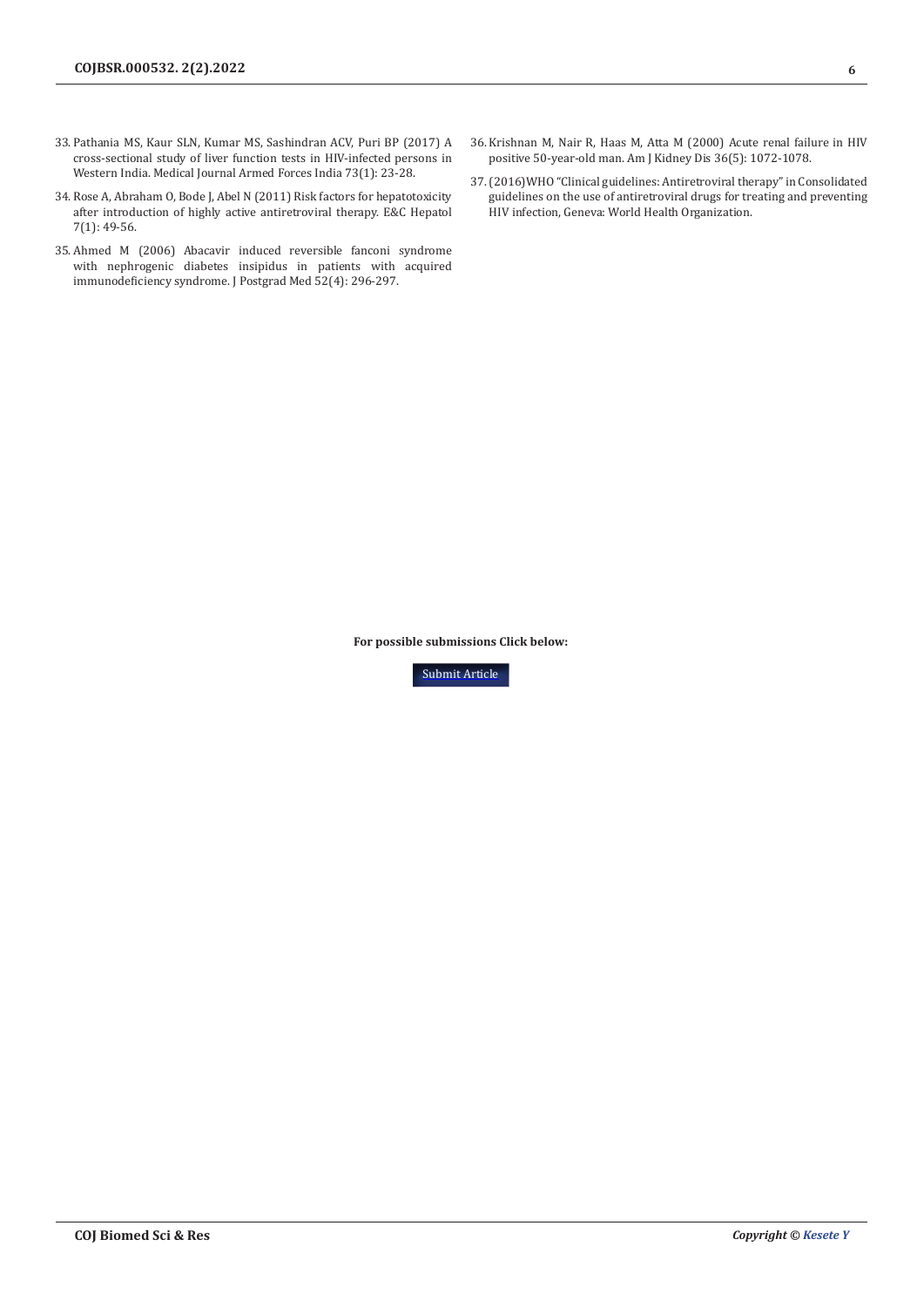33. Pathania MS, Kaur SLN, Kumar MS, Sashindran ACV, Puri BP (2017) A cross-sectional study of liver function tests in HIV-infected persons in Western India. Medical Journal Armed Forces India 73(1): 23-28.
34. Rose A, Abraham O, Bode J, Abel N (2011) Risk factors for hepatotoxicity after introduction of highly active antiretroviral therapy. E&C Hepatol 7(1): 49-56.
35. Ahmed M (2006) Abacavir induced reversible fanconi syndrome with nephrogenic diabetes insipidus in patients with acquired immunodeficiency syndrome. J Postgrad Med 52(4): 296-297.
36. Krishnan M, Nair R, Haas M, Atta M (2000) Acute renal failure in HIV positive 50-year-old man. Am J Kidney Dis 36(5): 1072-1078.
37. (2016)WHO "Clinical guidelines: Antiretroviral therapy" in Consolidated guidelines on the use of antiretroviral drugs for treating and preventing HIV infection, Geneva: World Health Organization.

**For possible submissions Click below:**

Submit Article